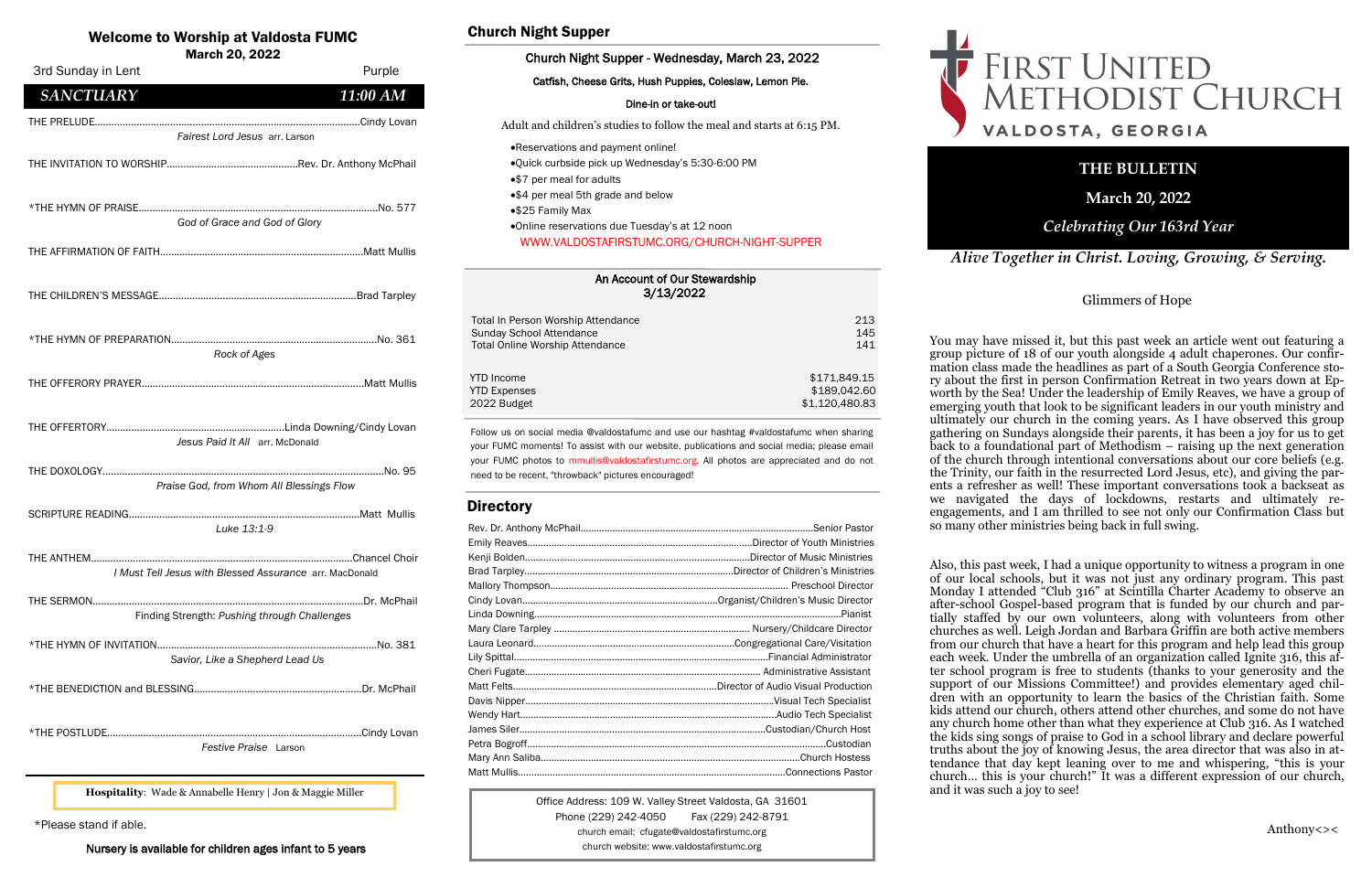# Welcome to Worship at Valdosta FUMC

**March 20, 2022**

3rd Sunday in Lent — Purple

## *SANCTUARY* — *11:00 AM*

THE PRELUDE..........Cindy Lovan
*Fairest Lord Jesus* arr. Larson

THE INVITATION TO WORSHIP..........Rev. Dr. Anthony McPhail

*THE HYMN OF PRAISE..........No. 577
*God of Grace and God of Glory*

THE AFFIRMATION OF FAITH..........Matt Mullis

THE CHILDREN'S MESSAGE..........Brad Tarpley

*THE HYMN OF PREPARATION..........No. 361
*Rock of Ages*

THE OFFERORY PRAYER..........Matt Mullis

THE OFFERTORY..........Linda Downing/Cindy Lovan
*Jesus Paid It All* arr. McDonald

THE DOXOLOGY..........No. 95
*Praise God, from Whom All Blessings Flow*

SCRIPTURE READING..........Matt Mullis
*Luke 13:1-9*

THE ANTHEM..........Chancel Choir
*I Must Tell Jesus with Blessed Assurance* arr. MacDonald

THE SERMON..........Dr. McPhail
Finding Strength: *Pushing through Challenges*

*THE HYMN OF INVITATION..........No. 381
*Savior, Like a Shepherd Lead Us*

*THE BENEDICTION and BLESSING..........Dr. McPhail

*THE POSTLUDE..........Cindy Lovan
*Festive Praise* Larson

**Hospitality**: Wade & Annabelle Henry | Jon & Maggie Miller

*Please stand if able.

**Nursery is available for children ages infant to 5 years**

## Church Night Supper

**Church Night Supper - Wednesday, March 23, 2022**

**Catfish, Cheese Grits, Hush Puppies, Coleslaw, Lemon Pie.**

**Dine-in or take-out!**

Adult and children's studies to follow the meal and starts at 6:15 PM.

- Reservations and payment online!
- Quick curbside pick up Wednesday's 5:30-6:00 PM
- $7 per meal for adults
- $4 per meal 5th grade and below
- $25 Family Max
- Online reservations due Tuesday's at 12 noon

WWW.VALDOSTAFIRSTUMC.ORG/CHURCH-NIGHT-SUPPER

### An Account of Our Stewardship 3/13/2022

| | |
|---|---|
| Total In Person Worship Attendance | 213 |
| Sunday School Attendance | 145 |
| Total Online Worship Attendance | 141 |
| YTD Income | $171,849.15 |
| YTD Expenses | $189,042.60 |
| 2022 Budget | $1,120,480.83 |

Follow us on social media @valdostafumc and use our hashtag #valdostafumc when sharing your FUMC moments! To assist with our website, publications and social media; please email your FUMC photos to mmullis@valdostafirstumc.org. All photos are appreciated and do not need to be recent, "throwback" pictures encouraged!

## Directory

Rev. Dr. Anthony McPhail..........Senior Pastor
Emily Reaves..........Director of Youth Ministries
Kenji Bolden..........Director of Music Ministries
Brad Tarpley..........Director of Children's Ministries
Mallory Thompson..........Preschool Director
Cindy Lovan..........Organist/Children's Music Director
Linda Downing..........Pianist
Mary Clare Tarpley..........Nursery/Childcare Director
Laura Leonard..........Congregational Care/Visitation
Lily Spittal..........Financial Administrator
Cheri Fugate..........Administrative Assistant
Matt Felts..........Director of Audio Visual Production
Davis Nipper..........Visual Tech Specialist
Wendy Hart..........Audio Tech Specialist
James Siler..........Custodian/Church Host
Petra Bogroff..........Custodian
Mary Ann Saliba..........Church Hostess
Matt Mullis..........Connections Pastor

Office Address: 109 W. Valley Street Valdosta, GA 31601
Phone (229) 242-4050 Fax (229) 242-8791
church email: cfugate@valdostafirstumc.org
church website: www.valdostafirstumc.org

# First United Methodist Church

**VALDOSTA, GEORGIA**

**THE BULLETIN**

**March 20, 2022**

***Celebrating Our 163rd Year***

***Alive Together in Christ. Loving, Growing, & Serving.***

## Glimmers of Hope

You may have missed it, but this past week an article went out featuring a group picture of 18 of our youth alongside 4 adult chaperones. Our confirmation class made the headlines as part of a South Georgia Conference story about the first in person Confirmation Retreat in two years down at Epworth by the Sea! Under the leadership of Emily Reaves, we have a group of emerging youth that look to be significant leaders in our youth ministry and ultimately our church in the coming years. As I have observed this group gathering on Sundays alongside their parents, it has been a joy for us to get back to a foundational part of Methodism – raising up the next generation of the church through intentional conversations about our core beliefs (e.g. the Trinity, our faith in the resurrected Lord Jesus, etc), and giving the parents a refresher as well! These important conversations took a backseat as we navigated the days of lockdowns, restarts and ultimately re-engagements, and I am thrilled to see not only our Confirmation Class but so many other ministries being back in full swing.

Also, this past week, I had a unique opportunity to witness a program in one of our local schools, but it was not just any ordinary program. This past Monday I attended "Club 316" at Scintilla Charter Academy to observe an after-school Gospel-based program that is funded by our church and partially staffed by our own volunteers, along with volunteers from other churches as well. Leigh Jordan and Barbara Griffin are both active members from our church that have a heart for this program and help lead this group each week. Under the umbrella of an organization called Ignite 316, this after school program is free to students (thanks to your generosity and the support of our Missions Committee!) and provides elementary aged children with an opportunity to learn the basics of the Christian faith. Some kids attend our church, others attend other churches, and some do not have any church home other than what they experience at Club 316. As I watched the kids sing songs of praise to God in a school library and declare powerful truths about the joy of knowing Jesus, the area director that was also in attendance that day kept leaning over to me and whispering, "this is your church… this is your church!" It was a different expression of our church, and it was such a joy to see!

Anthony<><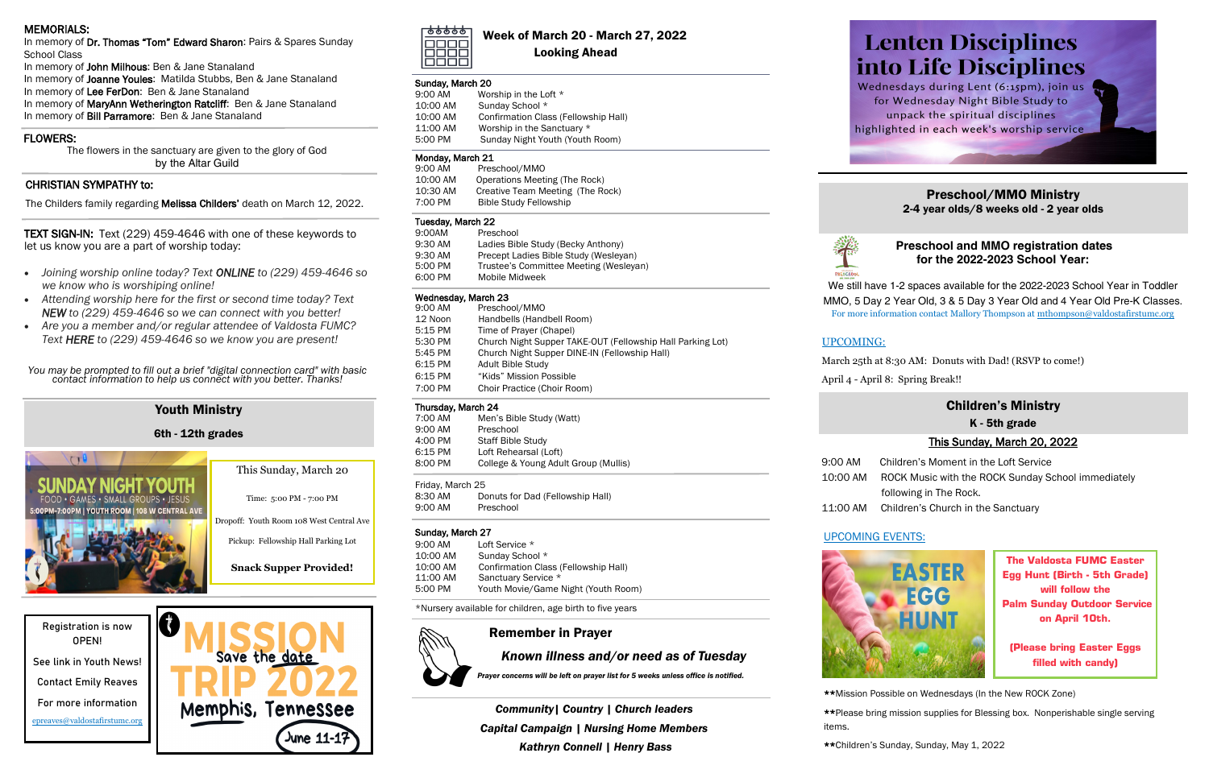## MEMORIALS:

In memory of **Dr. Thomas "Tom" Edward Sharon**: Pairs & Spares Sunday School Class
In memory of **John Milhous**: Ben & Jane Stanaland
In memory of **Joanne Youles**: Matilda Stubbs, Ben & Jane Stanaland
In memory of **Lee FerDon**: Ben & Jane Stanaland
In memory of **MaryAnn Wetherington Ratcliff**: Ben & Jane Stanaland
In memory of **Bill Parramore**: Ben & Jane Stanaland

## FLOWERS:

The flowers in the sanctuary are given to the glory of God by the Altar Guild

## CHRISTIAN SYMPATHY to:

The Childers family regarding **Melissa Childers'** death on March 12, 2022.

**TEXT SIGN-IN:** Text (229) 459-4646 with one of these keywords to let us know you are a part of worship today:

- *Joining worship online today? Text **ONLINE** to (229) 459-4646 so we know who is worshiping online!*
- *Attending worship here for the first or second time today? Text **NEW** to (229) 459-4646 so we can connect with you better!*
- *Are you a member and/or regular attendee of Valdosta FUMC? Text **HERE** to (229) 459-4646 so we know you are present!*

*You may be prompted to fill out a brief "digital connection card" with basic contact information to help us connect with you better. Thanks!*

## Youth Ministry

**6th - 12th grades**

SUNDAY NIGHT YOUTH
FOOD • GAMES • SMALL GROUPS • JESUS
5:00PM-7:00PM | YOUTH ROOM | 108 W CENTRAL AVE

This Sunday, March 20

Time: 5:00 PM - 7:00 PM

Dropoff: Youth Room 108 West Central Ave

Pickup: Fellowship Hall Parking Lot

**Snack Supper Provided!**

Registration is now OPEN!

See link in Youth News!

Contact Emily Reaves

For more information

epreaves@valdostafirstumc.org

MISSION TRIP 2022
Save the date
Memphis, Tennessee
June 11-17

## Week of March 20 - March 27, 2022

**Looking Ahead**

**Sunday, March 20**

| | |
|---|---|
| 9:00 AM | Worship in the Loft * |
| 10:00 AM | Sunday School * |
| 10:00 AM | Confirmation Class (Fellowship Hall) |
| 11:00 AM | Worship in the Sanctuary * |
| 5:00 PM | Sunday Night Youth (Youth Room) |

**Monday, March 21**

| | |
|---|---|
| 9:00 AM | Preschool/MMO |
| 10:00 AM | Operations Meeting (The Rock) |
| 10:30 AM | Creative Team Meeting (The Rock) |
| 7:00 PM | Bible Study Fellowship |

**Tuesday, March 22**

| | |
|---|---|
| 9:00AM | Preschool |
| 9:30 AM | Ladies Bible Study (Becky Anthony) |
| 9:30 AM | Precept Ladies Bible Study (Wesleyan) |
| 5:00 PM | Trustee's Committee Meeting (Wesleyan) |
| 6:00 PM | Mobile Midweek |

**Wednesday, March 23**

| | |
|---|---|
| 9:00 AM | Preschool/MMO |
| 12 Noon | Handbells (Handbell Room) |
| 5:15 PM | Time of Prayer (Chapel) |
| 5:30 PM | Church Night Supper TAKE-OUT (Fellowship Hall Parking Lot) |
| 5:45 PM | Church Night Supper DINE-IN (Fellowship Hall) |
| 6:15 PM | Adult Bible Study |
| 6:15 PM | "Kids" Mission Possible |
| 7:00 PM | Choir Practice (Choir Room) |

**Thursday, March 24**

| | |
|---|---|
| 7:00 AM | Men's Bible Study (Watt) |
| 9:00 AM | Preschool |
| 4:00 PM | Staff Bible Study |
| 6:15 PM | Loft Rehearsal (Loft) |
| 8:00 PM | College & Young Adult Group (Mullis) |

Friday, March 25

| | |
|---|---|
| 8:30 AM | Donuts for Dad (Fellowship Hall) |
| 9:00 AM | Preschool |

**Sunday, March 27**

| | |
|---|---|
| 9:00 AM | Loft Service * |
| 10:00 AM | Sunday School * |
| 10:00 AM | Confirmation Class (Fellowship Hall) |
| 11:00 AM | Sanctuary Service * |
| 5:00 PM | Youth Movie/Game Night (Youth Room) |

*Nursery available for children, age birth to five years

### Remember in Prayer

***Known illness and/or need as of Tuesday***

***Prayer concerns will be left on prayer list for 5 weeks unless office is notified.***

***Community| Country | Church leaders***
***Capital Campaign | Nursing Home Members***
***Kathryn Connell | Henry Bass***

## Lenten Disciplines into Life Disciplines

Wednesdays during Lent (6:15pm), join us for Wednesday Night Bible Study to unpack the spiritual disciplines highlighted in each week's worship service

## Preschool/MMO Ministry

**2-4 year olds/8 weeks old - 2 year olds**

### Preschool and MMO registration dates for the 2022-2023 School Year:

We still have 1-2 spaces available for the 2022-2023 School Year in Toddler MMO, 5 Day 2 Year Old, 3 & 5 Day 3 Year Old and 4 Year Old Pre-K Classes.
For more information contact Mallory Thompson at mthompson@valdostafirstumc.org

UPCOMING:

March 25th at 8:30 AM: Donuts with Dad! (RSVP to come!)

April 4 - April 8: Spring Break!!

## Children's Ministry

**K - 5th grade**

**This Sunday, March 20, 2022**

| | |
|---|---|
| 9:00 AM | Children's Moment in the Loft Service |
| 10:00 AM | ROCK Music with the ROCK Sunday School immediately following in The Rock. |
| 11:00 AM | Children's Church in the Sanctuary |

UPCOMING EVENTS:

EASTER EGG HUNT

**The Valdosta FUMC Easter Egg Hunt (Birth - 5th Grade) will follow the Palm Sunday Outdoor Service on April 10th.**

**(Please bring Easter Eggs filled with candy)**

**Mission Possible on Wednesdays (In the New ROCK Zone)

**Please bring mission supplies for Blessing box. Nonperishable single serving items.

**Children's Sunday, Sunday, May 1, 2022